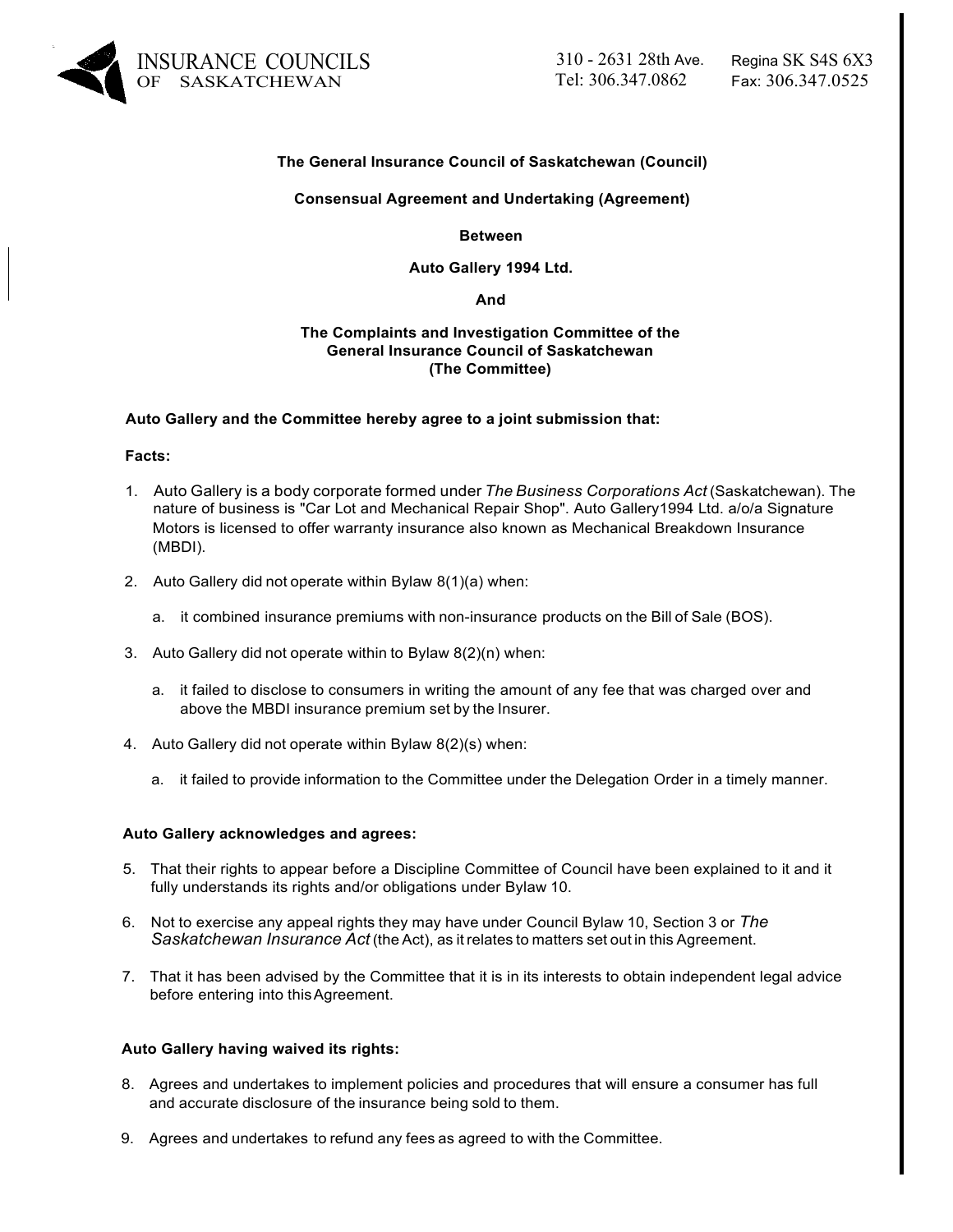INSURANCE COUNCILS OF SASKATCHEWAN

310 - 2631 28th Ave. Regina SK S4S 6X3
Tel: 306.347.0862 Fax: 306.347.0525

**The General Insurance Council of Saskatchewan (Council)**

**Consensual Agreement and Undertaking (Agreement)**

**Between**

**Auto Gallery 1994 Ltd.**

**And**

**The Complaints and Investigation Committee of the General Insurance Council of Saskatchewan (The Committee)**

**Auto Gallery and the Committee hereby agree to a joint submission that:**

**Facts:**

1. Auto Gallery is a body corporate formed under *The Business Corporations Act* (Saskatchewan). The nature of business is "Car Lot and Mechanical Repair Shop". Auto Gallery1994 Ltd. a/o/a Signature Motors is licensed to offer warranty insurance also known as Mechanical Breakdown Insurance (MBDI).

2. Auto Gallery did not operate within Bylaw 8(1)(a) when:

   a. it combined insurance premiums with non-insurance products on the Bill of Sale (BOS).

3. Auto Gallery did not operate within to Bylaw 8(2)(n) when:

   a. it failed to disclose to consumers in writing the amount of any fee that was charged over and above the MBDI insurance premium set by the Insurer.

4. Auto Gallery did not operate within Bylaw 8(2)(s) when:

   a. it failed to provide information to the Committee under the Delegation Order in a timely manner.

**Auto Gallery acknowledges and agrees:**

5. That their rights to appear before a Discipline Committee of Council have been explained to it and it fully understands its rights and/or obligations under Bylaw 10.

6. Not to exercise any appeal rights they may have under Council Bylaw 10, Section 3 or *The Saskatchewan Insurance Act* (the Act), as it relates to matters set out in this Agreement.

7. That it has been advised by the Committee that it is in its interests to obtain independent legal advice before entering into this Agreement.

**Auto Gallery having waived its rights:**

8. Agrees and undertakes to implement policies and procedures that will ensure a consumer has full and accurate disclosure of the insurance being sold to them.

9. Agrees and undertakes to refund any fees as agreed to with the Committee.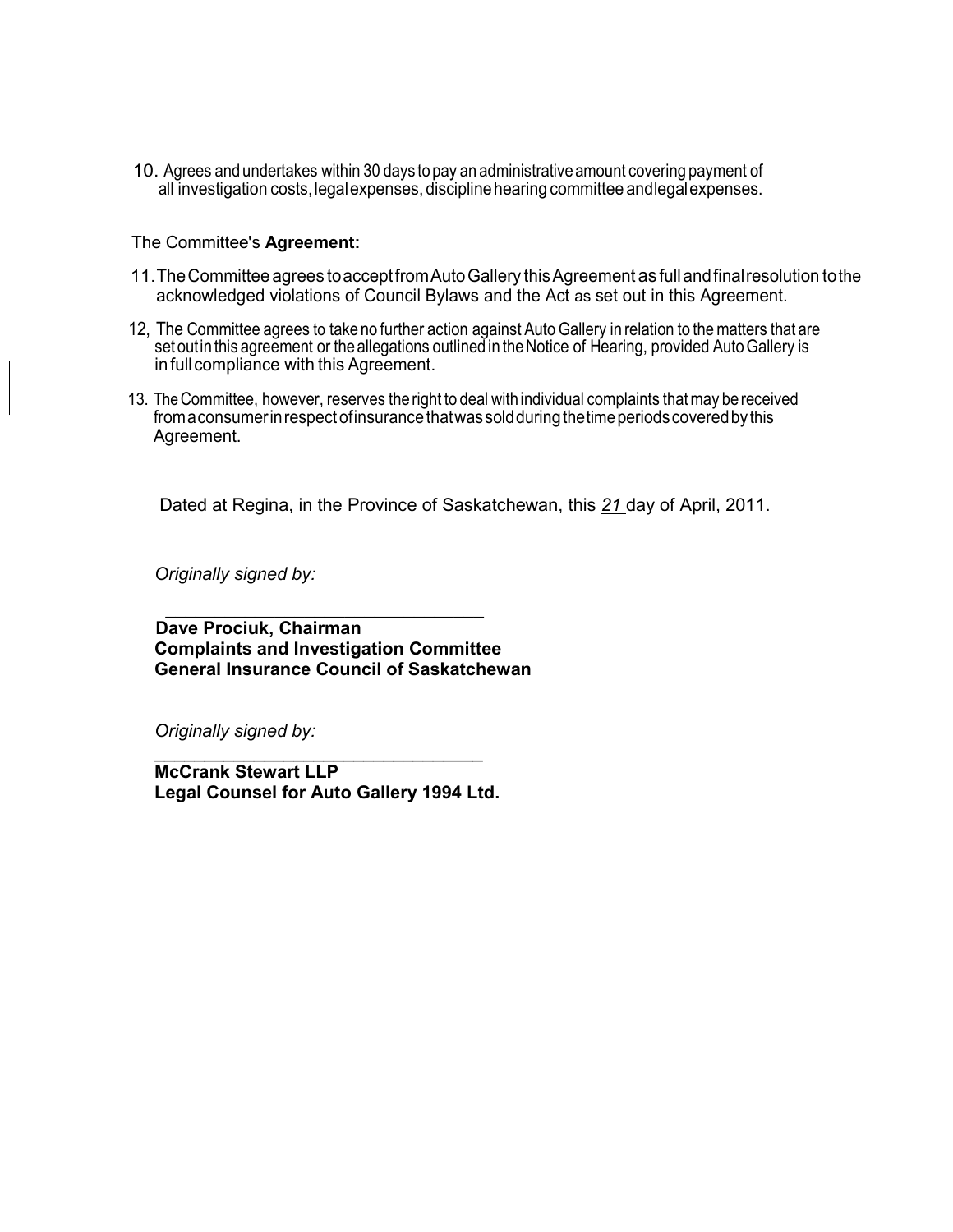10. Agrees and undertakes within 30 days to pay an administrative amount covering payment of all investigation costs, legal expenses, discipline hearing committee and legal expenses.

The Committee's **Agreement:**

11. The Committee agrees to accept from Auto Gallery this Agreement as full and final resolution to the acknowledged violations of Council Bylaws and the Act as set out in this Agreement.

12, The Committee agrees to take no further action against Auto Gallery in relation to the matters that are set out in this agreement or the allegations outlined in the Notice of Hearing, provided Auto Gallery is in full compliance with this Agreement.

13. The Committee, however, reserves the right to deal with individual complaints that may be received from a consumer in respect of insurance that was sold during the time periods covered by this Agreement.

Dated at Regina, in the Province of Saskatchewan, this *21* day of April, 2011.

*Originally signed by:*

\_\_\_\_\_\_\_\_\_\_\_\_\_\_\_\_\_\_\_\_\_\_\_\_\_\_\_\_\_\_\_\_

**Dave Prociuk, Chairman**
**Complaints and Investigation Committee**
**General Insurance Council of Saskatchewan**

*Originally signed by:*

\_\_\_\_\_\_\_\_\_\_\_\_\_\_\_\_\_\_\_\_\_\_\_\_\_\_\_\_\_\_\_\_

**McCrank Stewart LLP**
**Legal Counsel for Auto Gallery 1994 Ltd.**